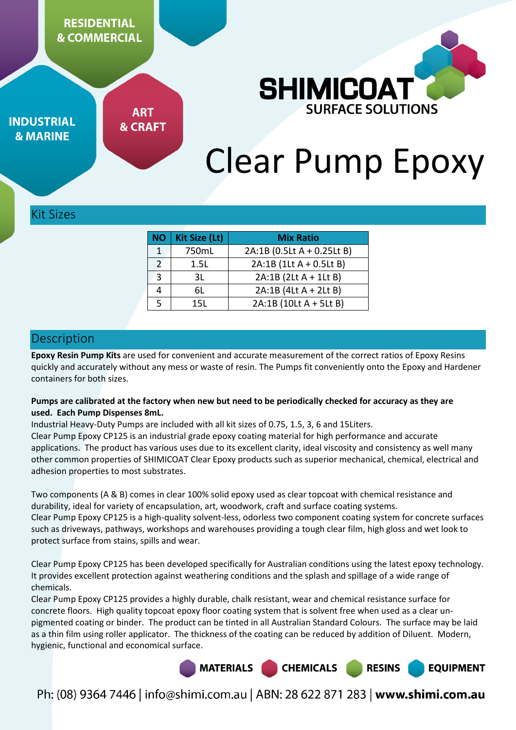RESIDENTIAL & COMMERCIAL

INDUSTRIAL & MARINE

ART & CRAFT

SHIMICOAT SURFACE SOLUTIONS

# Clear Pump Epoxy

## Kit Sizes

| NO | Kit Size (Lt) | Mix Ratio |
|---|---|---|
| 1 | 750mL | 2A:1B (0.5Lt A + 0.25Lt B) |
| 2 | 1.5L | 2A:1B (1Lt A + 0.5Lt B) |
| 3 | 3L | 2A:1B (2Lt A + 1Lt B) |
| 4 | 6L | 2A:1B (4Lt A + 2Lt B) |
| 5 | 15L | 2A:1B (10Lt A + 5Lt B) |

## Description

**Epoxy Resin Pump Kits** are used for convenient and accurate measurement of the correct ratios of Epoxy Resins quickly and accurately without any mess or waste of resin. The Pumps fit conveniently onto the Epoxy and Hardener containers for both sizes.

**Pumps are calibrated at the factory when new but need to be periodically checked for accuracy as they are used. Each Pump Dispenses 8mL.**

Industrial Heavy-Duty Pumps are included with all kit sizes of 0.75, 1.5, 3, 6 and 15Liters.

Clear Pump Epoxy CP125 is an industrial grade epoxy coating material for high performance and accurate applications. The product has various uses due to its excellent clarity, ideal viscosity and consistency as well many other common properties of SHIMICOAT Clear Epoxy products such as superior mechanical, chemical, electrical and adhesion properties to most substrates.

Two components (A & B) comes in clear 100% solid epoxy used as clear topcoat with chemical resistance and durability, ideal for variety of encapsulation, art, woodwork, craft and surface coating systems.

Clear Pump Epoxy CP125 is a high-quality solvent-less, odorless two component coating system for concrete surfaces such as driveways, pathways, workshops and warehouses providing a tough clear film, high gloss and wet look to protect surface from stains, spills and wear.

Clear Pump Epoxy CP125 has been developed specifically for Australian conditions using the latest epoxy technology. It provides excellent protection against weathering conditions and the splash and spillage of a wide range of chemicals.

Clear Pump Epoxy CP125 provides a highly durable, chalk resistant, wear and chemical resistance surface for concrete floors. High quality topcoat epoxy floor coating system that is solvent free when used as a clear un-pigmented coating or binder. The product can be tinted in all Australian Standard Colours. The surface may be laid as a thin film using roller applicator. The thickness of the coating can be reduced by addition of Diluent. Modern, hygienic, functional and economical surface.

MATERIALS CHEMICALS RESINS EQUIPMENT

Ph: (08) 9364 7446 | info@shimi.com.au | ABN: 28 622 871 283 | **www.shimi.com.au**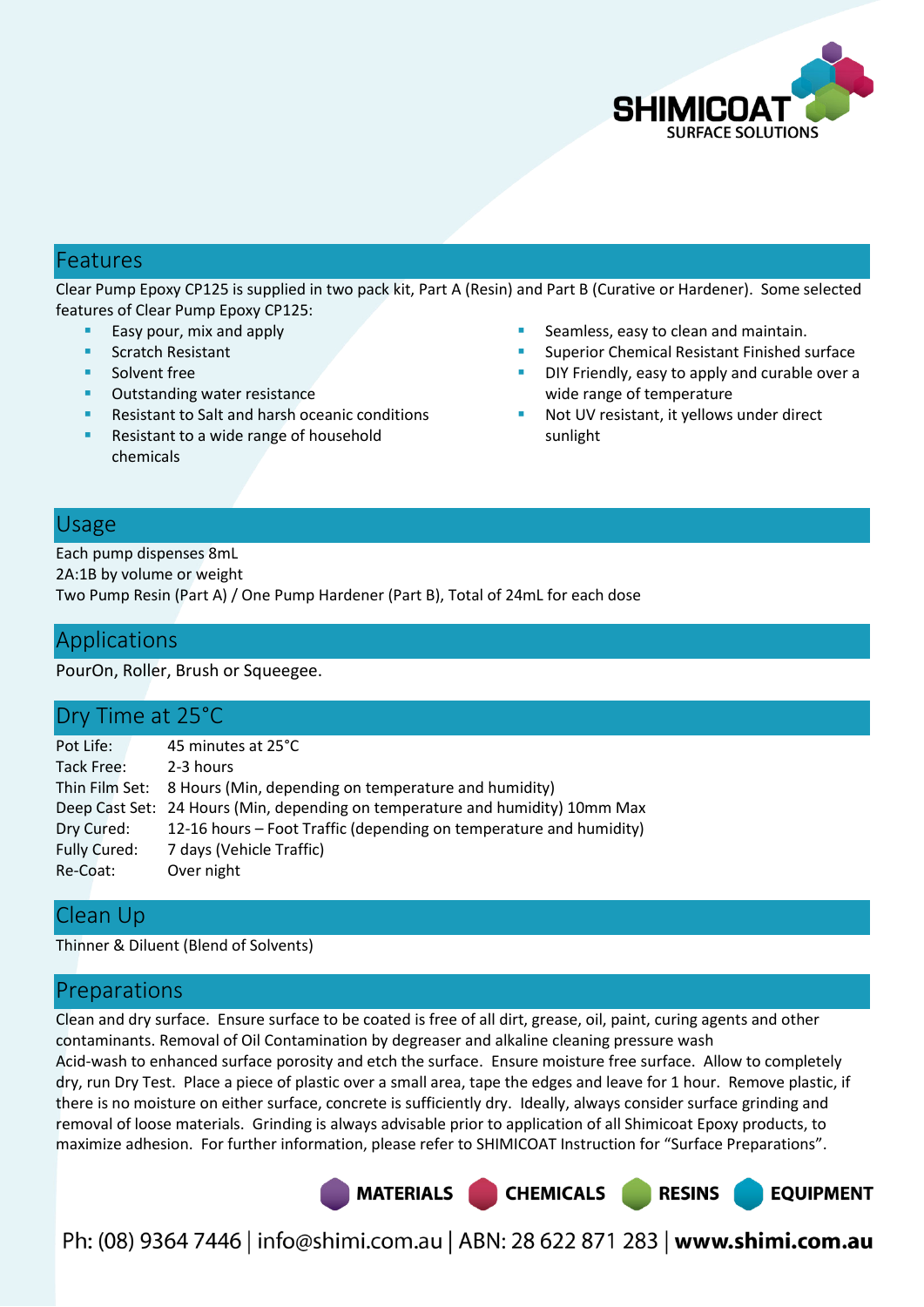## Features

Clear Pump Epoxy CP125 is supplied in two pack kit, Part A (Resin) and Part B (Curative or Hardener). Some selected features of Clear Pump Epoxy CP125:

- Easy pour, mix and apply
- Scratch Resistant
- Solvent free
- Outstanding water resistance
- Resistant to Salt and harsh oceanic conditions
- Resistant to a wide range of household chemicals
- Seamless, easy to clean and maintain.
- Superior Chemical Resistant Finished surface
- DIY Friendly, easy to apply and curable over a wide range of temperature
- Not UV resistant, it yellows under direct sunlight

## Usage

Each pump dispenses 8mL
2A:1B by volume or weight
Two Pump Resin (Part A) / One Pump Hardener (Part B), Total of 24mL for each dose

## Applications

PourOn, Roller, Brush or Squeegee.

## Dry Time at 25°C

| | |
|---|---|
| Pot Life: | 45 minutes at 25°C |
| Tack Free: | 2-3 hours |
| Thin Film Set: | 8 Hours (Min, depending on temperature and humidity) |
| Deep Cast Set: | 24 Hours (Min, depending on temperature and humidity) 10mm Max |
| Dry Cured: | 12-16 hours – Foot Traffic (depending on temperature and humidity) |
| Fully Cured: | 7 days (Vehicle Traffic) |
| Re-Coat: | Over night |

## Clean Up

Thinner & Diluent (Blend of Solvents)

## Preparations

Clean and dry surface. Ensure surface to be coated is free of all dirt, grease, oil, paint, curing agents and other contaminants. Removal of Oil Contamination by degreaser and alkaline cleaning pressure wash
Acid-wash to enhanced surface porosity and etch the surface. Ensure moisture free surface. Allow to completely dry, run Dry Test. Place a piece of plastic over a small area, tape the edges and leave for 1 hour. Remove plastic, if there is no moisture on either surface, concrete is sufficiently dry. Ideally, always consider surface grinding and removal of loose materials. Grinding is always advisable prior to application of all Shimicoat Epoxy products, to maximize adhesion. For further information, please refer to SHIMICOAT Instruction for "Surface Preparations".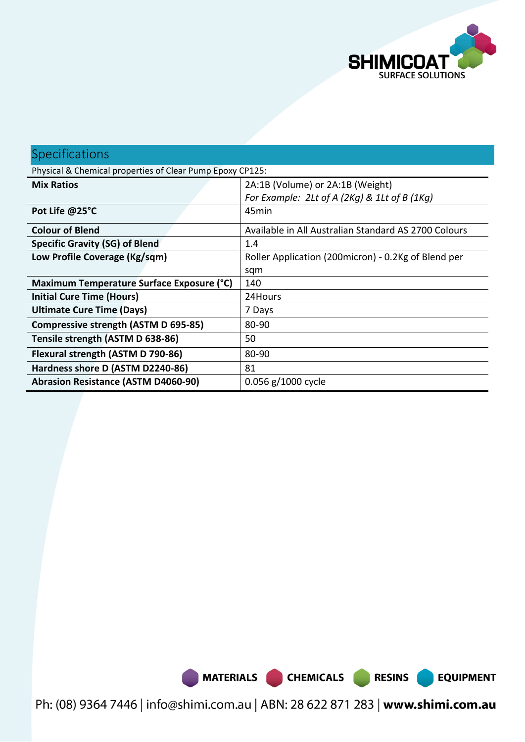## Specifications

Physical & Chemical properties of Clear Pump Epoxy CP125:

| Property | Value |
|---|---|
| **Mix Ratios** | 2A:1B (Volume) or 2A:1B (Weight)<br>*For Example: 2Lt of A (2Kg) & 1Lt of B (1Kg)* |
| **Pot Life @25°C** | 45min |
| **Colour of Blend** | Available in All Australian Standard AS 2700 Colours |
| **Specific Gravity (SG) of Blend** | 1.4 |
| **Low Profile Coverage (Kg/sqm)** | Roller Application (200micron) - 0.2Kg of Blend per sqm |
| **Maximum Temperature Surface Exposure (°C)** | 140 |
| **Initial Cure Time (Hours)** | 24Hours |
| **Ultimate Cure Time (Days)** | 7 Days |
| **Compressive strength (ASTM D 695-85)** | 80-90 |
| **Tensile strength (ASTM D 638-86)** | 50 |
| **Flexural strength (ASTM D 790-86)** | 80-90 |
| **Hardness shore D (ASTM D2240-86)** | 81 |
| **Abrasion Resistance (ASTM D4060-90)** | 0.056 g/1000 cycle |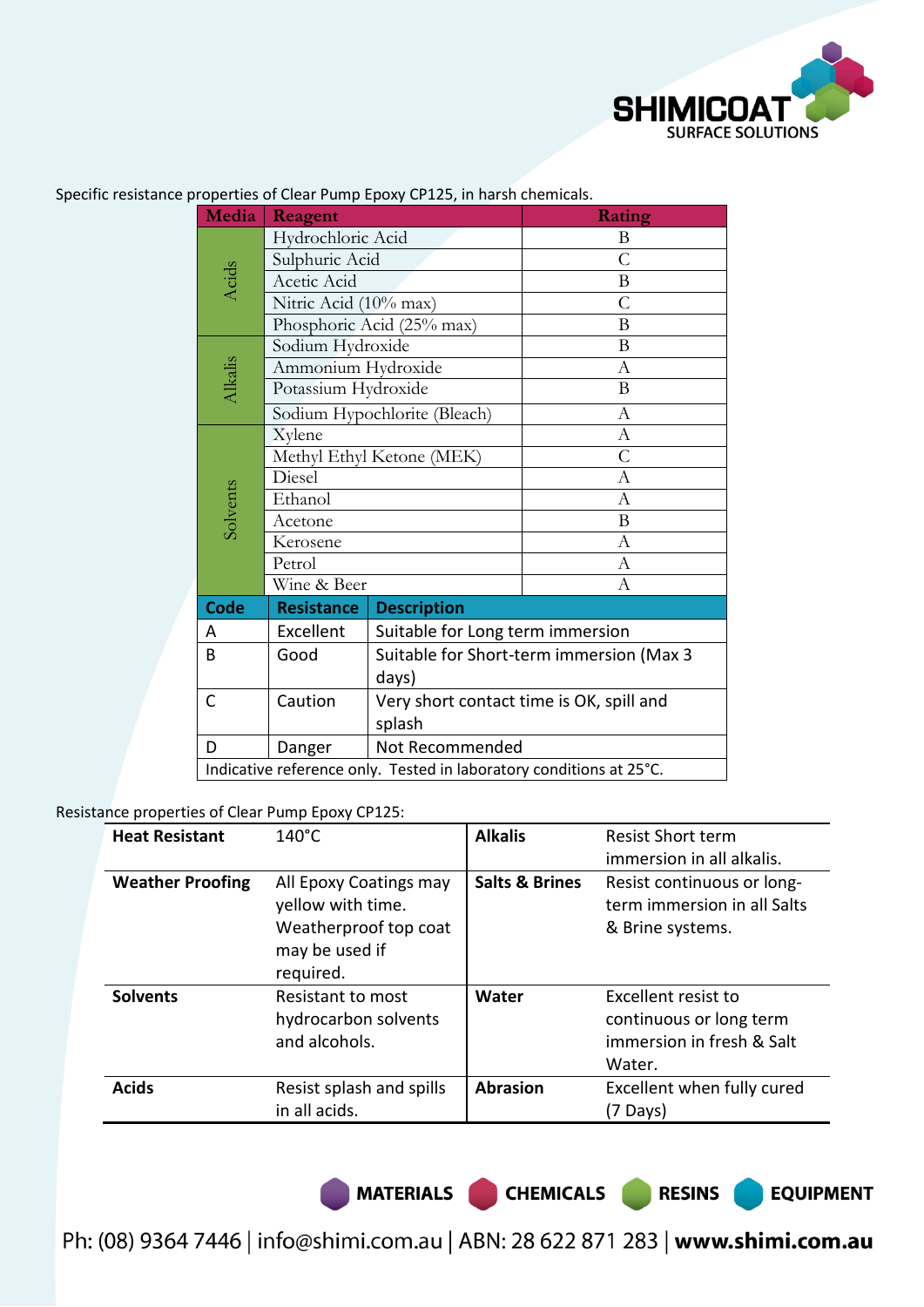Specific resistance properties of Clear Pump Epoxy CP125, in harsh chemicals.

| Media | Reagent | Rating |
|---|---|---|
| Acids | Hydrochloric Acid | B |
| | Sulphuric Acid | C |
| | Acetic Acid | B |
| | Nitric Acid (10% max) | C |
| | Phosphoric Acid (25% max) | B |
| Alkalis | Sodium Hydroxide | B |
| | Ammonium Hydroxide | A |
| | Potassium Hydroxide | B |
| | Sodium Hypochlorite (Bleach) | A |
| Solvents | Xylene | A |
| | Methyl Ethyl Ketone (MEK) | C |
| | Diesel | A |
| | Ethanol | A |
| | Acetone | B |
| | Kerosene | A |
| | Petrol | A |
| | Wine & Beer | A |

| Code | Resistance | Description |
|---|---|---|
| A | Excellent | Suitable for Long term immersion |
| B | Good | Suitable for Short-term immersion (Max 3 days) |
| C | Caution | Very short contact time is OK, spill and splash |
| D | Danger | Not Recommended |

Indicative reference only. Tested in laboratory conditions at 25°C.

Resistance properties of Clear Pump Epoxy CP125:

| | | | |
|---|---|---|---|
| **Heat Resistant** | 140°C | **Alkalis** | Resist Short term immersion in all alkalis. |
| **Weather Proofing** | All Epoxy Coatings may yellow with time. Weatherproof top coat may be used if required. | **Salts & Brines** | Resist continuous or long-term immersion in all Salts & Brine systems. |
| **Solvents** | Resistant to most hydrocarbon solvents and alcohols. | **Water** | Excellent resist to continuous or long term immersion in fresh & Salt Water. |
| **Acids** | Resist splash and spills in all acids. | **Abrasion** | Excellent when fully cured (7 Days) |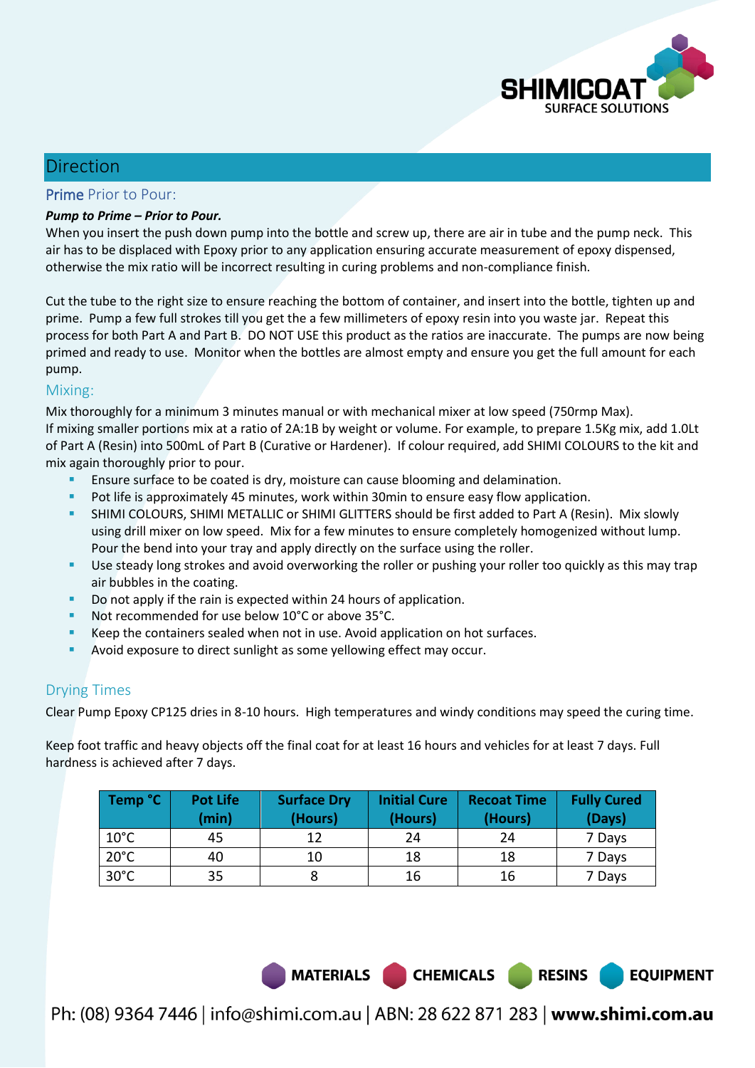## Direction

### Prime Prior to Pour:

***Pump to Prime – Prior to Pour.***

When you insert the push down pump into the bottle and screw up, there are air in tube and the pump neck. This air has to be displaced with Epoxy prior to any application ensuring accurate measurement of epoxy dispensed, otherwise the mix ratio will be incorrect resulting in curing problems and non-compliance finish.

Cut the tube to the right size to ensure reaching the bottom of container, and insert into the bottle, tighten up and prime. Pump a few full strokes till you get the a few millimeters of epoxy resin into you waste jar. Repeat this process for both Part A and Part B. DO NOT USE this product as the ratios are inaccurate. The pumps are now being primed and ready to use. Monitor when the bottles are almost empty and ensure you get the full amount for each pump.

### Mixing:

Mix thoroughly for a minimum 3 minutes manual or with mechanical mixer at low speed (750rmp Max).
If mixing smaller portions mix at a ratio of 2A:1B by weight or volume. For example, to prepare 1.5Kg mix, add 1.0Lt of Part A (Resin) into 500mL of Part B (Curative or Hardener). If colour required, add SHIMI COLOURS to the kit and mix again thoroughly prior to pour.

- Ensure surface to be coated is dry, moisture can cause blooming and delamination.
- Pot life is approximately 45 minutes, work within 30min to ensure easy flow application.
- SHIMI COLOURS, SHIMI METALLIC or SHIMI GLITTERS should be first added to Part A (Resin). Mix slowly using drill mixer on low speed. Mix for a few minutes to ensure completely homogenized without lump. Pour the bend into your tray and apply directly on the surface using the roller.
- Use steady long strokes and avoid overworking the roller or pushing your roller too quickly as this may trap air bubbles in the coating.
- Do not apply if the rain is expected within 24 hours of application.
- Not recommended for use below 10°C or above 35°C.
- Keep the containers sealed when not in use. Avoid application on hot surfaces.
- Avoid exposure to direct sunlight as some yellowing effect may occur.

### Drying Times

Clear Pump Epoxy CP125 dries in 8-10 hours. High temperatures and windy conditions may speed the curing time.

Keep foot traffic and heavy objects off the final coat for at least 16 hours and vehicles for at least 7 days. Full hardness is achieved after 7 days.

| Temp °C | Pot Life (min) | Surface Dry (Hours) | Initial Cure (Hours) | Recoat Time (Hours) | Fully Cured (Days) |
|---|---|---|---|---|---|
| 10°C | 45 | 12 | 24 | 24 | 7 Days |
| 20°C | 40 | 10 | 18 | 18 | 7 Days |
| 30°C | 35 | 8 | 16 | 16 | 7 Days |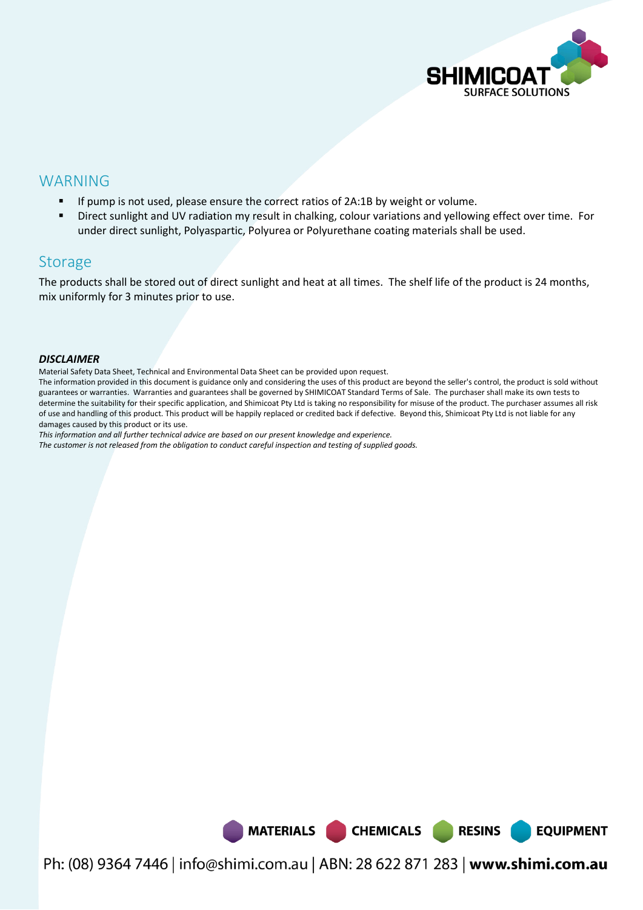## WARNING

- If pump is not used, please ensure the correct ratios of 2A:1B by weight or volume.
- Direct sunlight and UV radiation my result in chalking, colour variations and yellowing effect over time. For under direct sunlight, Polyaspartic, Polyurea or Polyurethane coating materials shall be used.

## Storage

The products shall be stored out of direct sunlight and heat at all times. The shelf life of the product is 24 months, mix uniformly for 3 minutes prior to use.

***DISCLAIMER***

Material Safety Data Sheet, Technical and Environmental Data Sheet can be provided upon request.
The information provided in this document is guidance only and considering the uses of this product are beyond the seller's control, the product is sold without guarantees or warranties. Warranties and guarantees shall be governed by SHIMICOAT Standard Terms of Sale. The purchaser shall make its own tests to determine the suitability for their specific application, and Shimicoat Pty Ltd is taking no responsibility for misuse of the product. The purchaser assumes all risk of use and handling of this product. This product will be happily replaced or credited back if defective. Beyond this, Shimicoat Pty Ltd is not liable for any damages caused by this product or its use.
*This information and all further technical advice are based on our present knowledge and experience.*
*The customer is not released from the obligation to conduct careful inspection and testing of supplied goods.*